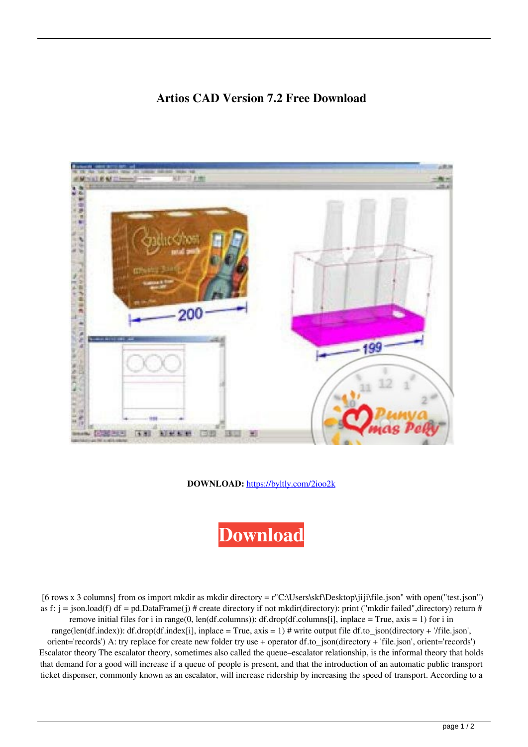# Artios CAD Version 7.2 Free Download

**DOWNLOAD:** https://byltly.com/2ioo2k

Download

[6 rows x 3 columns] from os import mkdir as mkdir directory = r"C:\Users\skf\Desktop\jiji\file.json" with open("test.json") as f: j = json.load(f) df = pd.DataFrame(j) # create directory if not mkdir(directory): print ("mkdir failed",directory) return # remove initial files for i in range(0, len(df.columns)): df.drop(df.columns[i], inplace = True, axis = 1) for i in range(len(df.index)): df.drop(df.index[i], inplace = True, axis = 1) # write output file df.to_json(directory + '/file.json', orient='records') A: try replace for create new folder try use + operator df.to_json(directory + 'file.json', orient='records') Escalator theory The escalator theory, sometimes also called the queue–escalator relationship, is the informal theory that holds that demand for a good will increase if a queue of people is present, and that the introduction of an automatic public transport ticket dispenser, commonly known as an escalator, will increase ridership by increasing the speed of transport. According to a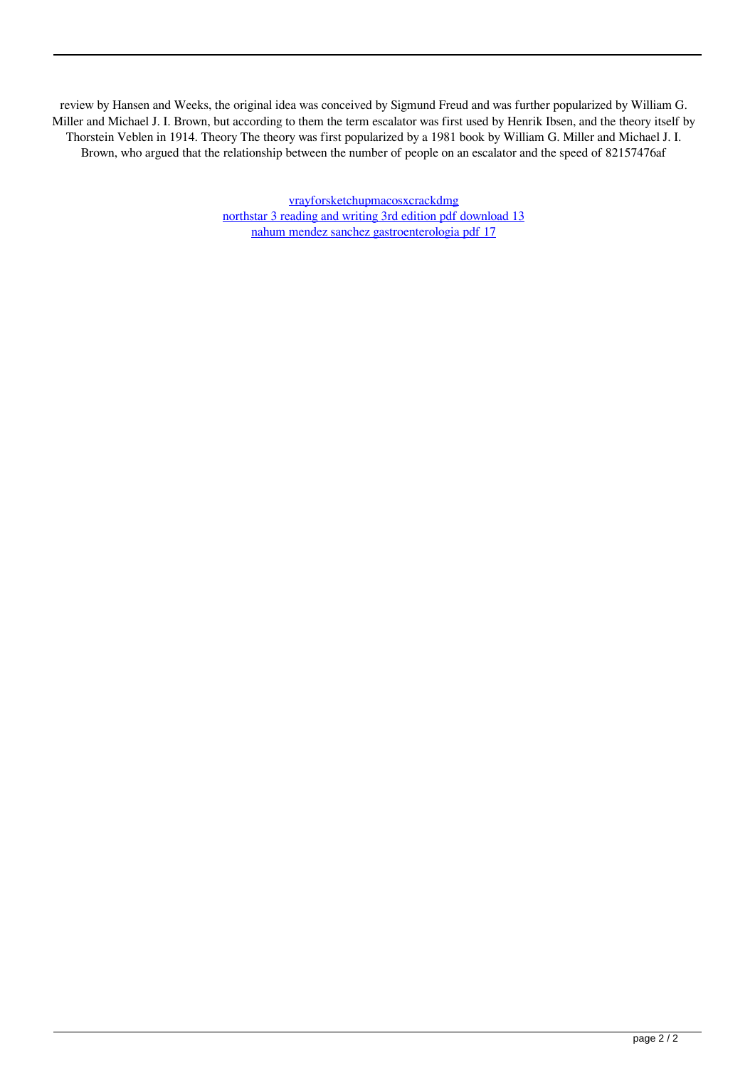review by Hansen and Weeks, the original idea was conceived by Sigmund Freud and was further popularized by William G. Miller and Michael J. I. Brown, but according to them the term escalator was first used by Henrik Ibsen, and the theory itself by Thorstein Veblen in 1914. Theory The theory was first popularized by a 1981 book by William G. Miller and Michael J. I. Brown, who argued that the relationship between the number of people on an escalator and the speed of 82157476af

vrayforsketchupmacosxcrackdmg
northstar 3 reading and writing 3rd edition pdf download 13
nahum mendez sanchez gastroenterologia pdf 17